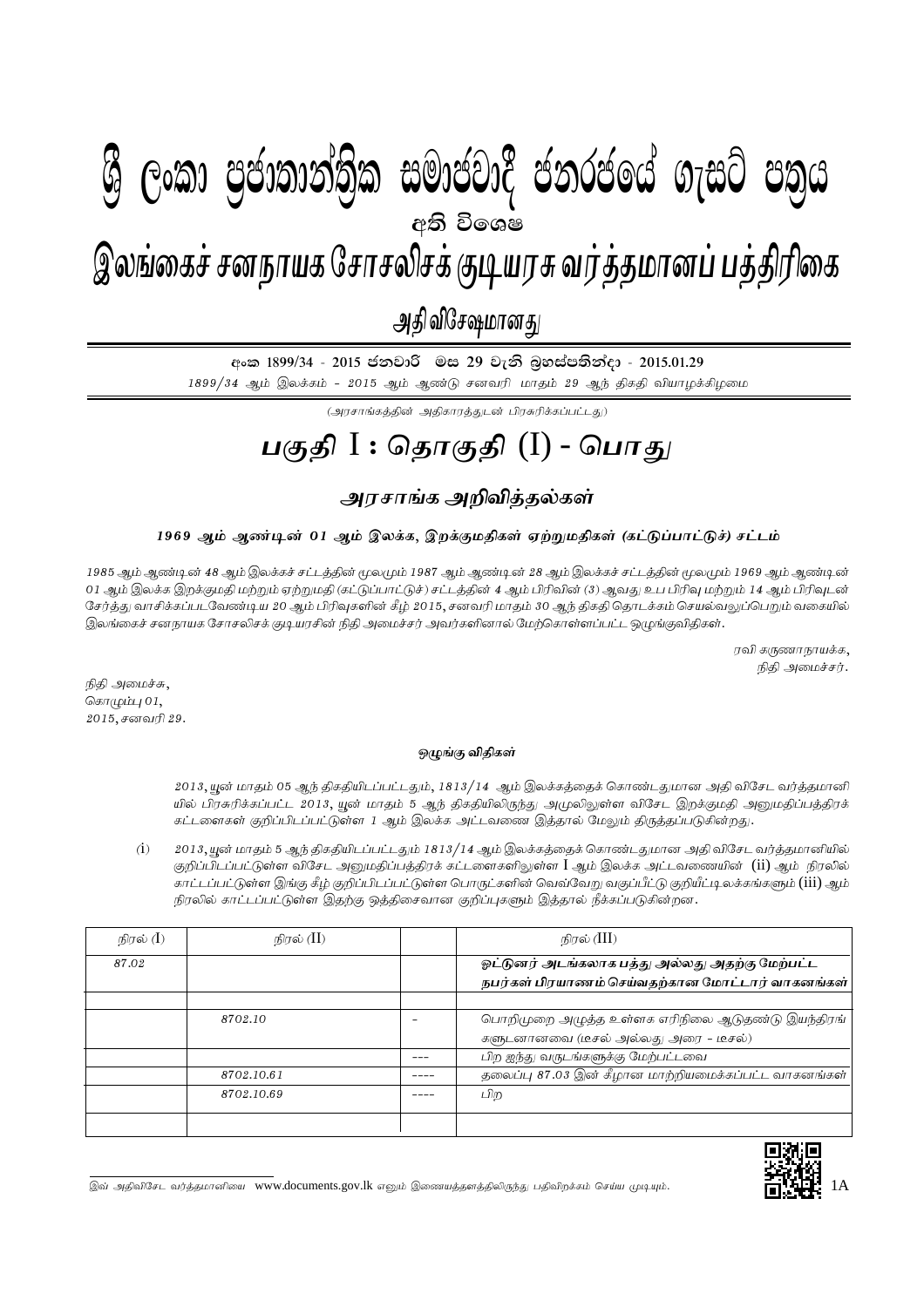# ශ්‍රී ලංකා ප්‍රජාතාන්ත්‍රික සමාජවාදී ජනරජයේ ගැසට් පත්‍රය

අති විශෙෂ

# இலங்கைச் சனநாயக சோசலிசக் குடியரசு வர்த்தமானப் பத்திரிகை

## அதி விசேஷமானது

අංක 1899/34 - 2015 ජනවාරි මස 29 වැනි බ්‍රහස්පතින්දා - 2015.01.29

*1899/34 ஆம் இலக்கம் - 2015 ஆம் ஆண்டு சனவரி மாதம் 29 ஆந் திகதி வியாழக்கிழமை*

*(அரசாங்கத்தின் அதிகாரத்துடன் பிரசுரிக்கப்பட்டது)*

# பகுதி I : தொகுதி (I) - பொது

## அரசாங்க அறிவித்தல்கள்

***1969 ஆம் ஆண்டின் 01 ஆம் இலக்க, இறக்குமதிகள் ஏற்றுமதிகள் (கட்டுப்பாட்டுச்) சட்டம்***

*1985 ஆம் ஆண்டின் 48 ஆம் இலக்கச் சட்டத்தின் மூலமும் 1987 ஆம் ஆண்டின் 28 ஆம் இலக்கச் சட்டத்தின் மூலமும் 1969 ஆம் ஆண்டின் 01 ஆம் இலக்க இறக்குமதி மற்றும் ஏற்றுமதி (கட்டுப்பாட்டுச்) சட்டத்தின் 4 ஆம் பிரிவின் (3) ஆவது உப பிரிவு மற்றும் 14 ஆம் பிரிவுடன் சேர்த்து வாசிக்கப்படவேண்டிய 20 ஆம் பிரிவுகளின் கீழ் 2015, சனவரி மாதம் 30 ஆந் திகதி தொடக்கம் செயல்வலுப்பெறும் வகையில் இலங்கைச் சனநாயக சோசலிசக் குடியரசின் நிதி அமைச்சர் அவர்களினால் மேற்கொள்ளப்பட்ட ஒழுங்குவிதிகள்.*

*ரவி கருணாநாயக்க,*
*நிதி அமைச்சர்.*

*நிதி அமைச்சு,*
*கொழும்பு 01,*
*2015, சனவரி 29.*

**ஒழுங்கு விதிகள்**

*2013, யூன் மாதம் 05 ஆந் திகதியிடப்பட்டதும், 1813/14 ஆம் இலக்கத்தைக் கொண்டதுமான அதி விசேட வர்த்தமானி யில் பிரசுரிக்கப்பட்ட 2013, யூன் மாதம் 5 ஆந் திகதியிலிருந்து அமுலிலுள்ள விசேட இறக்குமதி அனுமதிப்பத்திரக் கட்டளைகள் குறிப்பிடப்பட்டுள்ள 1 ஆம் இலக்க அட்டவணை இத்தால் மேலும் திருத்தப்படுகின்றது.*

(i) *2013, யூன் மாதம் 5 ஆந் திகதியிடப்பட்டதும் 1813/14 ஆம் இலக்கத்தைக் கொண்டதுமான அதி விசேட வர்த்தமானியில் குறிப்பிடப்பட்டுள்ள விசேட அனுமதிப்பத்திரக் கட்டளைகளிலுள்ள I ஆம் இலக்க அட்டவணையின் (ii) ஆம் நிரலில் காட்டப்பட்டுள்ள இங்கு கீழ் குறிப்பிடப்பட்டுள்ள பொருட்களின் வெவ்வேறு வகுப்பீட்டு குறியீட்டிலக்கங்களும் (iii) ஆம் நிரலில் காட்டப்பட்டுள்ள இதற்கு ஒத்திசைவான குறிப்புகளும் இத்தால் நீக்கப்படுகின்றன.*

| *நிரல் (I)* | *நிரல் (II)* | | *நிரல் (III)* |
|---|---|---|---|
| *87.02* | | | ***ஓட்டுனர் அடங்கலாக பத்து அல்லது அதற்கு மேற்பட்ட நபர்கள் பிரயாணம் செய்வதற்கான மோட்டார் வாகனங்கள்*** |
| | | | |
| | *8702.10* | - | பொறிமுறை அழுத்த உள்ளக எரிநிலை ஆடுதண்டு இயந்திரங் களுடனானவை (டீசல் அல்லது அரை - டீசல்) |
| | | --- | பிற ஐந்து வருடங்களுக்கு மேற்பட்டவை |
| | *8702.10.61* | ---- | தலைப்பு 87.03 இன் கீழான மாற்றியமைக்கப்பட்ட வாகனங்கள் |
| | *8702.10.69* | ---- | பிற |
| | | | |

*இவ் அதிவிசேட வர்த்தமானியை www.documents.gov.lk எனும் இணையத்தளத்திலிருந்து பதிவிறக்கம் செய்ய முடியும்.*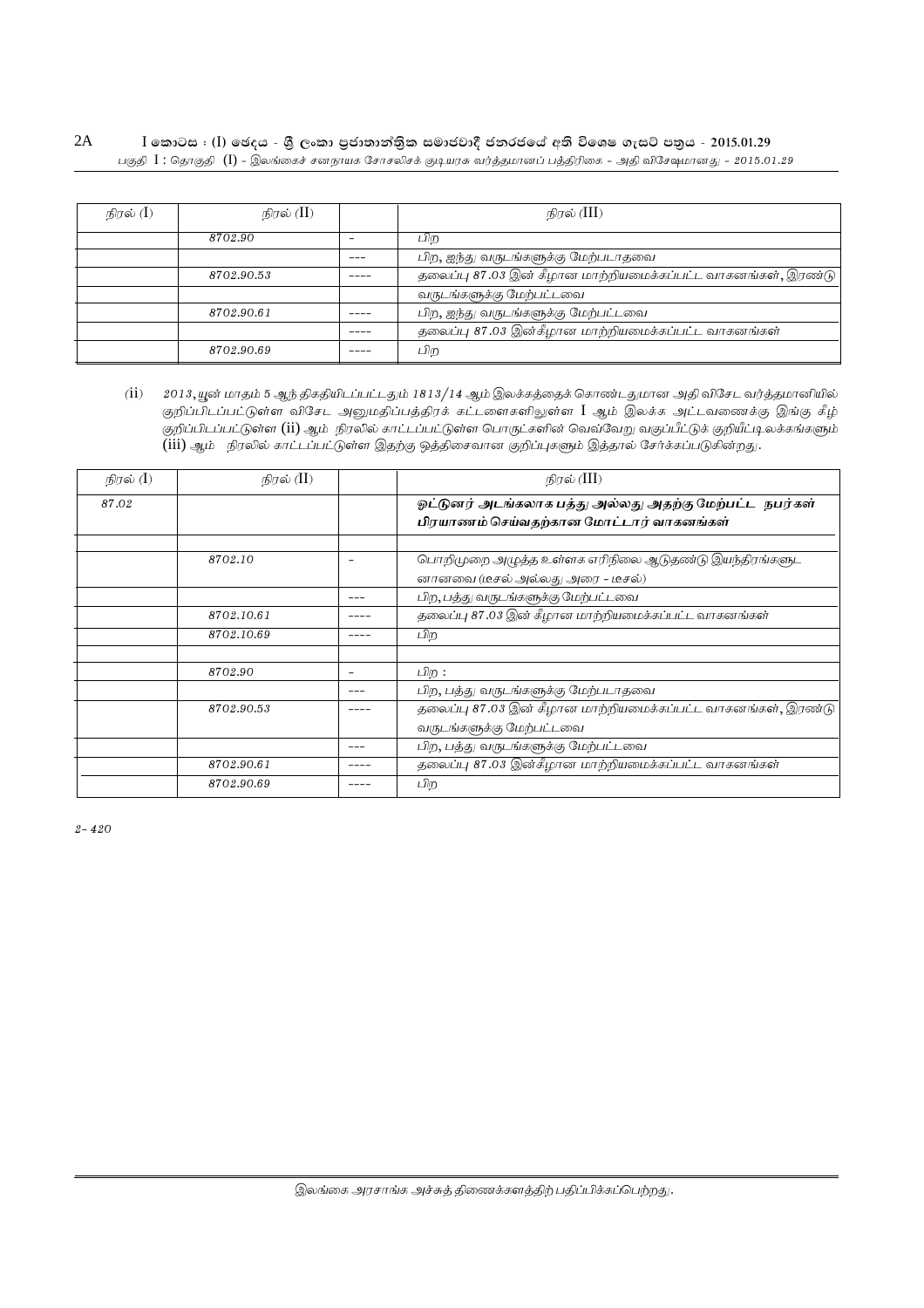| நிரல் (I) | நிரல் (II) | | நிரல் (III) |
|---|---|---|---|
| | 8702.90 | - | பிற |
| | | --- | பிற, ஐந்து வருடங்களுக்கு மேற்படாதவை |
| | 8702.90.53 | ---- | தலைப்பு 87.03 இன் கீழான மாற்றியமைக்கப்பட்ட வாகனங்கள், இரண்டு வருடங்களுக்கு மேற்பட்டவை |
| | 8702.90.61 | ---- | பிற, ஐந்து வருடங்களுக்கு மேற்பட்டவை |
| | | ---- | தலைப்பு 87.03 இன்கீழான மாற்றியமைக்கப்பட்ட வாகனங்கள் |
| | 8702.90.69 | ---- | பிற |

(ii) 2013, யூன் மாதம் 5 ஆந் திகதியிடப்பட்டதும் 1813/14 ஆம் இலக்கத்தைக் கொண்டதுமான அதி விசேட வர்த்தமானியில் குறிப்பிடப்பட்டுள்ள விசேட அனுமதிப்பத்திரக் கட்டளைகளிலுள்ள I ஆம் இலக்க அட்டவணைக்கு இங்கு கீழ் குறிப்பிடப்பட்டுள்ள (ii) ஆம் நிரலில் காட்டப்பட்டுள்ள பொருட்களின் வெவ்வேறு வகுப்பீட்டுக் குறியீட்டிலக்கங்களும் (iii) ஆம் நிரலில் காட்டப்பட்டுள்ள இதற்கு ஒத்திசைவான குறிப்புகளும் இத்தால் சேர்க்கப்படுகின்றது.

| நிரல் (I) | நிரல் (II) | | நிரல் (III) |
|---|---|---|---|
| 87.02 | | | **ஓட்டுனர் அடங்கலாக பத்து அல்லது அதற்கு மேற்பட்ட நபர்கள் பிரயாணம் செய்வதற்கான மோட்டார் வாகனங்கள்** |
| | | | |
| | 8702.10 | - | பொறிமுறை அமுத்த உள்ளக எரிநிலை ஆடுதண்டு இயந்திரங்களுடனானவை (டீசல் அல்லது அரை - டீசல்) |
| | | --- | பிற, பத்து வருடங்களுக்கு மேற்பட்டவை |
| | 8702.10.61 | ---- | தலைப்பு 87.03 இன் கீழான மாற்றியமைக்கப்பட்ட வாகனங்கள் |
| | 8702.10.69 | ---- | பிற |
| | | | |
| | 8702.90 | - | பிற : |
| | | --- | பிற, பத்து வருடங்களுக்கு மேற்படாதவை |
| | 8702.90.53 | ---- | தலைப்பு 87.03 இன் கீழான மாற்றியமைக்கப்பட்ட வாகனங்கள், இரண்டு வருடங்களுக்கு மேற்பட்டவை |
| | | --- | பிற, பத்து வருடங்களுக்கு மேற்பட்டவை |
| | 8702.90.61 | ---- | தலைப்பு 87.03 இன்கீழான மாற்றியமைக்கப்பட்ட வாகனங்கள் |
| | 8702.90.69 | ---- | பிற |

2 - 420

இலங்கை அரசாங்க அச்சுத் திணைக்களத்திற் பதிப்பிக்கப்பெற்றது.